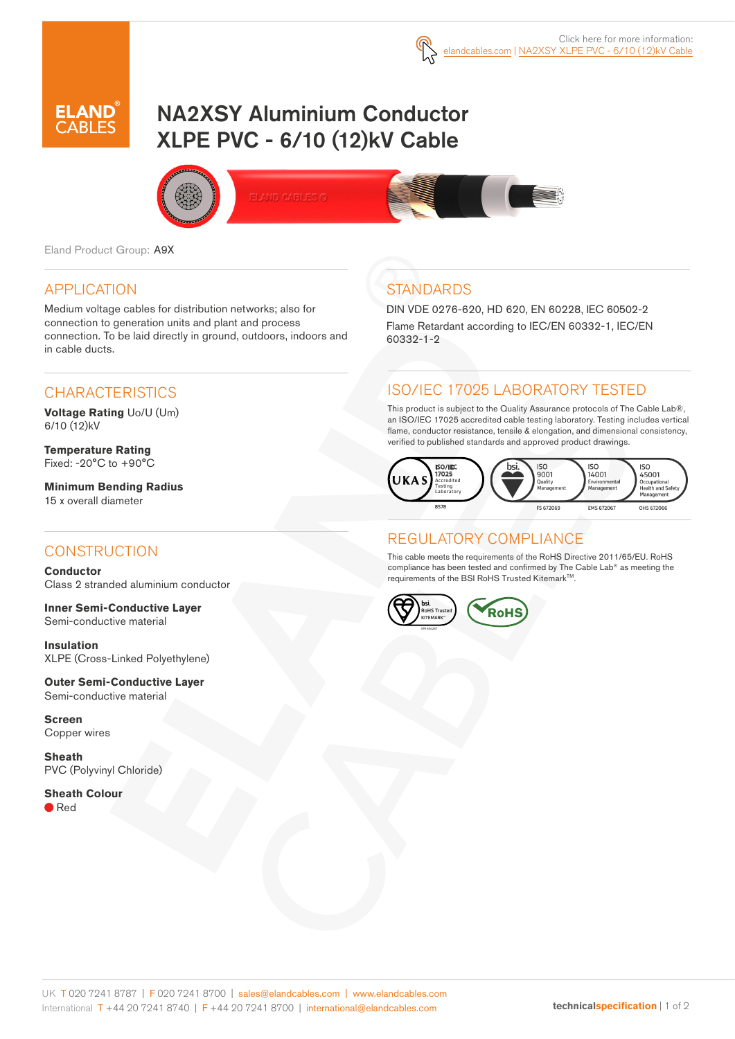Click here for more information:
elandcables.com | NA2XSY XLPE PVC - 6/10 (12)kV Cable

# NA2XSY Aluminium Conductor XLPE PVC - 6/10 (12)kV Cable

Eland Product Group: A9X

## APPLICATION

Medium voltage cables for distribution networks; also for connection to generation units and plant and process connection. To be laid directly in ground, outdoors, indoors and in cable ducts.

## CHARACTERISTICS

**Voltage Rating** Uo/U (Um)
6/10 (12)kV

**Temperature Rating**
Fixed: -20°C to +90°C

**Minimum Bending Radius**
15 x overall diameter

## CONSTRUCTION

**Conductor**
Class 2 stranded aluminium conductor

**Inner Semi-Conductive Layer**
Semi-conductive material

**Insulation**
XLPE (Cross-Linked Polyethylene)

**Outer Semi-Conductive Layer**
Semi-conductive material

**Screen**
Copper wires

**Sheath**
PVC (Polyvinyl Chloride)

**Sheath Colour**
Red

## STANDARDS

DIN VDE 0276-620, HD 620, EN 60228, IEC 60502-2
Flame Retardant according to IEC/EN 60332-1, IEC/EN 60332-1-2

## ISO/IEC 17025 LABORATORY TESTED

This product is subject to the Quality Assurance protocols of The Cable Lab®, an ISO/IEC 17025 accredited cable testing laboratory. Testing includes vertical flame, conductor resistance, tensile & elongation, and dimensional consistency, verified to published standards and approved product drawings.

UKAS ISO/IEC 17025 Accredited Testing Laboratory 8578 | bsi. ISO 9001 Quality Management FS 672069 | ISO 14001 Environmental Management EMS 672067 | ISO 45001 Occupational Health and Safety Management OHS 672066

## REGULATORY COMPLIANCE

This cable meets the requirements of the RoHS Directive 2011/65/EU. RoHS compliance has been tested and confirmed by The Cable Lab® as meeting the requirements of the BSI RoHS Trusted Kitemark™.

bsi. RoHS Trusted KITEMARK™ | RoHS

UK T 020 7241 8787 | F 020 7241 8700 | sales@elandcables.com | www.elandcables.com
International T +44 20 7241 8740 | F +44 20 7241 8700 | international@elandcables.com

technicalspecification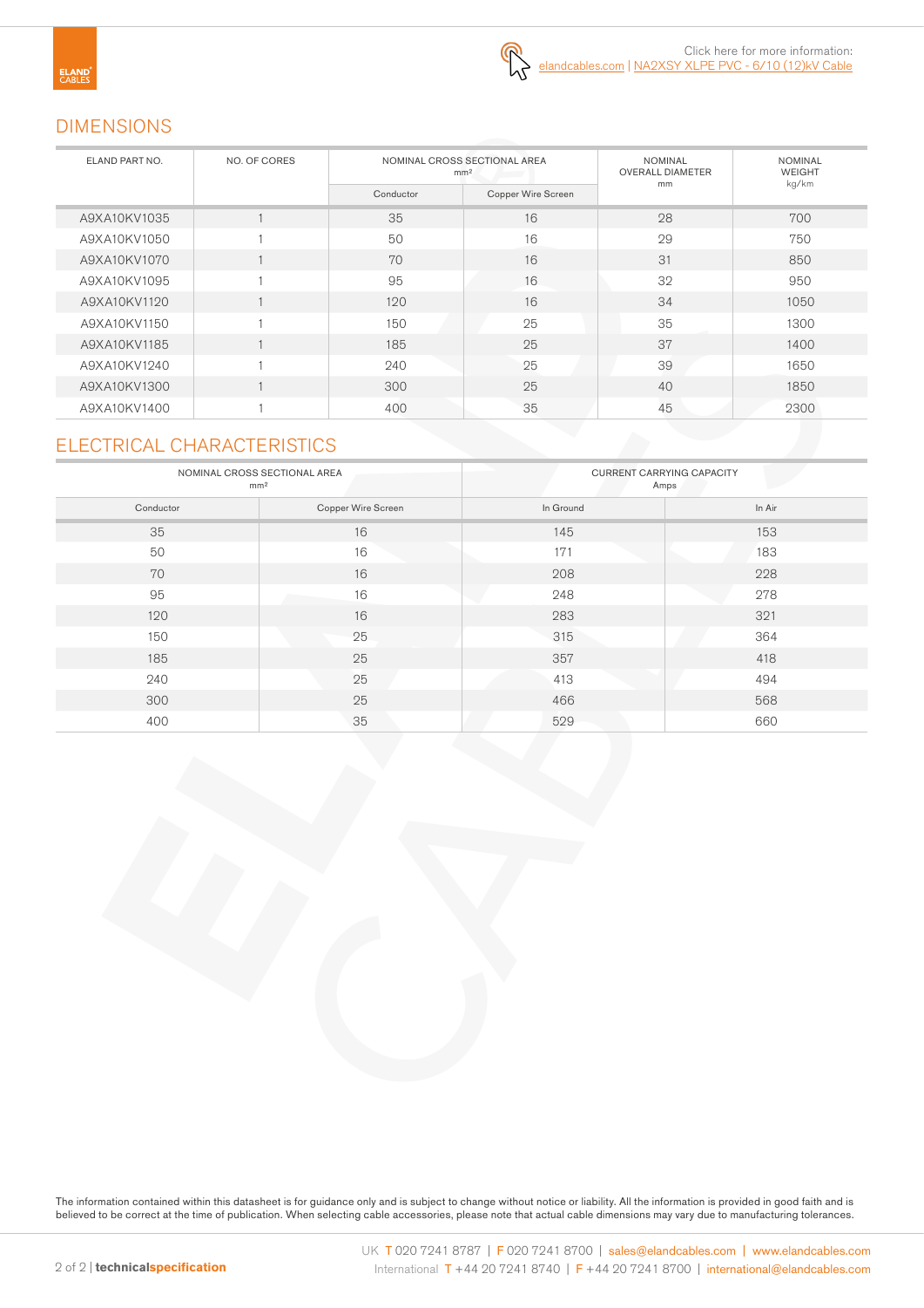Click here for more information:
elandcables.com | NA2XSY XLPE PVC - 6/10 (12)kV Cable

## DIMENSIONS

| ELAND PART NO. | NO. OF CORES | NOMINAL CROSS SECTIONAL AREA mm² | | NOMINAL OVERALL DIAMETER mm | NOMINAL WEIGHT kg/km |
|---|---|---|---|---|---|
| | | Conductor | Copper Wire Screen | | |
| A9XA10KV1035 | 1 | 35 | 16 | 28 | 700 |
| A9XA10KV1050 | 1 | 50 | 16 | 29 | 750 |
| A9XA10KV1070 | 1 | 70 | 16 | 31 | 850 |
| A9XA10KV1095 | 1 | 95 | 16 | 32 | 950 |
| A9XA10KV1120 | 1 | 120 | 16 | 34 | 1050 |
| A9XA10KV1150 | 1 | 150 | 25 | 35 | 1300 |
| A9XA10KV1185 | 1 | 185 | 25 | 37 | 1400 |
| A9XA10KV1240 | 1 | 240 | 25 | 39 | 1650 |
| A9XA10KV1300 | 1 | 300 | 25 | 40 | 1850 |
| A9XA10KV1400 | 1 | 400 | 35 | 45 | 2300 |

## ELECTRICAL CHARACTERISTICS

| NOMINAL CROSS SECTIONAL AREA mm² | | CURRENT CARRYING CAPACITY Amps | |
|---|---|---|---|
| Conductor | Copper Wire Screen | In Ground | In Air |
| 35 | 16 | 145 | 153 |
| 50 | 16 | 171 | 183 |
| 70 | 16 | 208 | 228 |
| 95 | 16 | 248 | 278 |
| 120 | 16 | 283 | 321 |
| 150 | 25 | 315 | 364 |
| 185 | 25 | 357 | 418 |
| 240 | 25 | 413 | 494 |
| 300 | 25 | 466 | 568 |
| 400 | 35 | 529 | 660 |

The information contained within this datasheet is for guidance only and is subject to change without notice or liability. All the information is provided in good faith and is believed to be correct at the time of publication. When selecting cable accessories, please note that actual cable dimensions may vary due to manufacturing tolerances.

UK T 020 7241 8787 | F 020 7241 8700 | sales@elandcables.com | www.elandcables.com
International T +44 20 7241 8740 | F +44 20 7241 8700 | international@elandcables.com